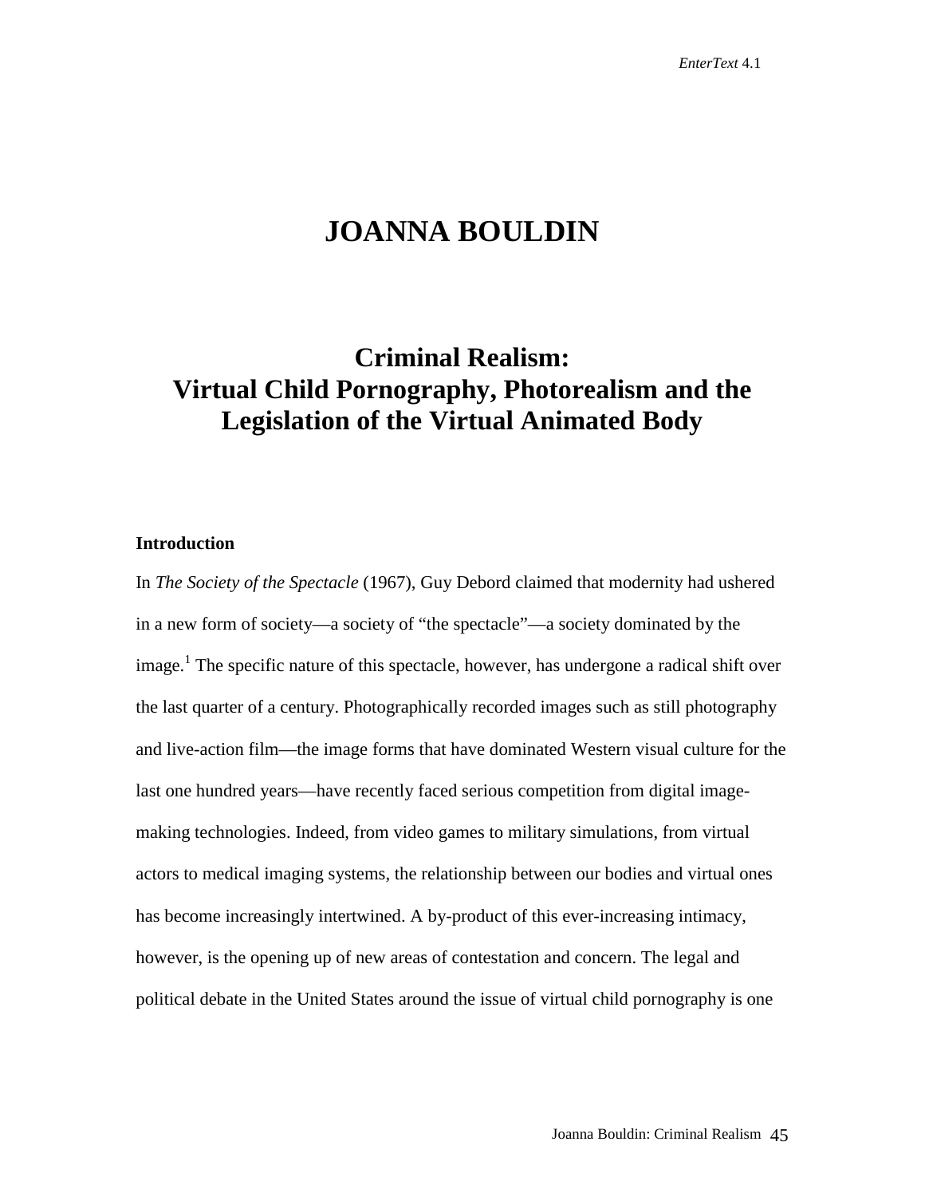# JOANNA BOULDIN

## Criminal Realism:
## Virtual Child Pornography, Photorealism and the Legislation of the Virtual Animated Body

### Introduction

In *The Society of the Spectacle* (1967), Guy Debord claimed that modernity had ushered in a new form of society—a society of "the spectacle"—a society dominated by the image.[1] The specific nature of this spectacle, however, has undergone a radical shift over the last quarter of a century. Photographically recorded images such as still photography and live-action film—the image forms that have dominated Western visual culture for the last one hundred years—have recently faced serious competition from digital image-making technologies. Indeed, from video games to military simulations, from virtual actors to medical imaging systems, the relationship between our bodies and virtual ones has become increasingly intertwined. A by-product of this ever-increasing intimacy, however, is the opening up of new areas of contestation and concern. The legal and political debate in the United States around the issue of virtual child pornography is one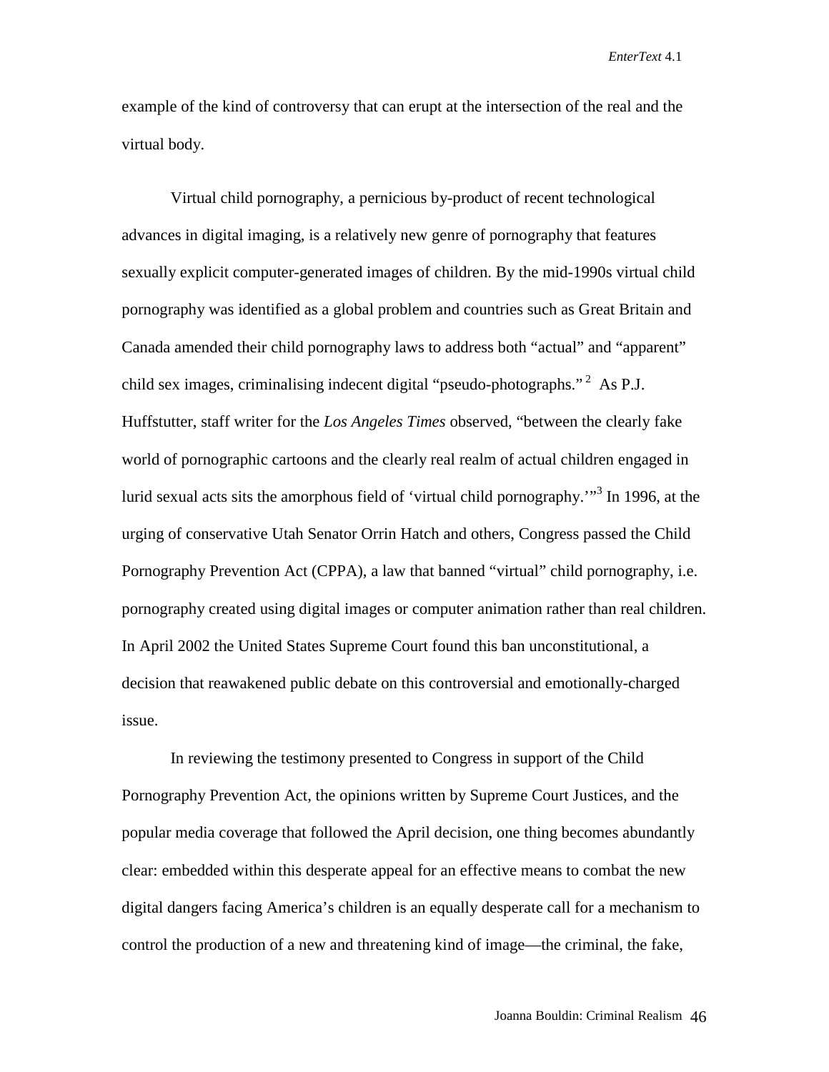example of the kind of controversy that can erupt at the intersection of the real and the virtual body.

Virtual child pornography, a pernicious by-product of recent technological advances in digital imaging, is a relatively new genre of pornography that features sexually explicit computer-generated images of children. By the mid-1990s virtual child pornography was identified as a global problem and countries such as Great Britain and Canada amended their child pornography laws to address both "actual" and "apparent" child sex images, criminalising indecent digital "pseudo-photographs."[2] As P.J. Huffstutter, staff writer for the *Los Angeles Times* observed, "between the clearly fake world of pornographic cartoons and the clearly real realm of actual children engaged in lurid sexual acts sits the amorphous field of 'virtual child pornography.'"[3] In 1996, at the urging of conservative Utah Senator Orrin Hatch and others, Congress passed the Child Pornography Prevention Act (CPPA), a law that banned "virtual" child pornography, i.e. pornography created using digital images or computer animation rather than real children. In April 2002 the United States Supreme Court found this ban unconstitutional, a decision that reawakened public debate on this controversial and emotionally-charged issue.

In reviewing the testimony presented to Congress in support of the Child Pornography Prevention Act, the opinions written by Supreme Court Justices, and the popular media coverage that followed the April decision, one thing becomes abundantly clear: embedded within this desperate appeal for an effective means to combat the new digital dangers facing America's children is an equally desperate call for a mechanism to control the production of a new and threatening kind of image—the criminal, the fake,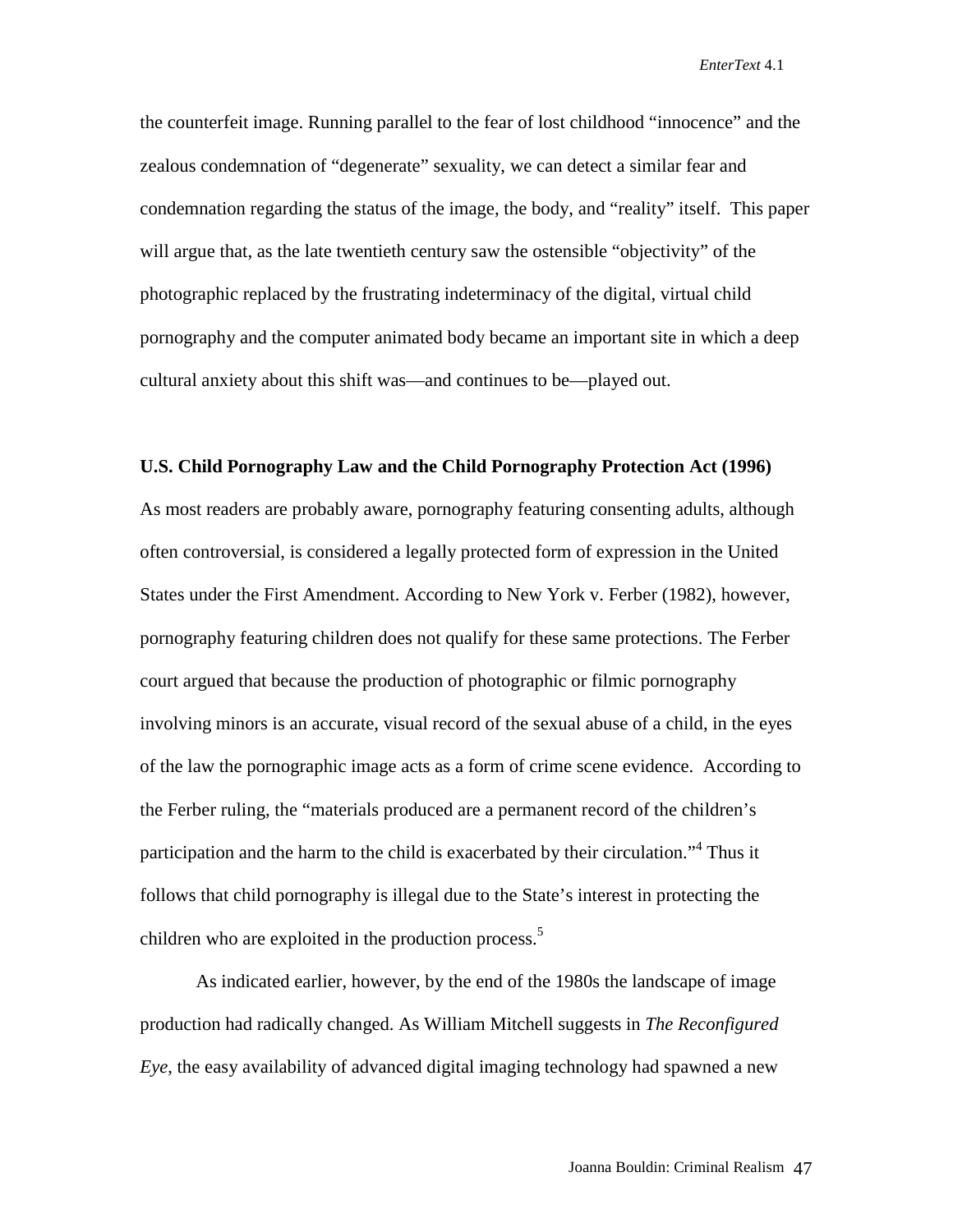the counterfeit image. Running parallel to the fear of lost childhood "innocence" and the zealous condemnation of "degenerate" sexuality, we can detect a similar fear and condemnation regarding the status of the image, the body, and "reality" itself. This paper will argue that, as the late twentieth century saw the ostensible "objectivity" of the photographic replaced by the frustrating indeterminacy of the digital, virtual child pornography and the computer animated body became an important site in which a deep cultural anxiety about this shift was—and continues to be—played out.

**U.S. Child Pornography Law and the Child Pornography Protection Act (1996)**

As most readers are probably aware, pornography featuring consenting adults, although often controversial, is considered a legally protected form of expression in the United States under the First Amendment. According to New York v. Ferber (1982), however, pornography featuring children does not qualify for these same protections. The Ferber court argued that because the production of photographic or filmic pornography involving minors is an accurate, visual record of the sexual abuse of a child, in the eyes of the law the pornographic image acts as a form of crime scene evidence. According to the Ferber ruling, the "materials produced are a permanent record of the children's participation and the harm to the child is exacerbated by their circulation."[4] Thus it follows that child pornography is illegal due to the State's interest in protecting the children who are exploited in the production process.[5]

As indicated earlier, however, by the end of the 1980s the landscape of image production had radically changed. As William Mitchell suggests in *The Reconfigured Eye*, the easy availability of advanced digital imaging technology had spawned a new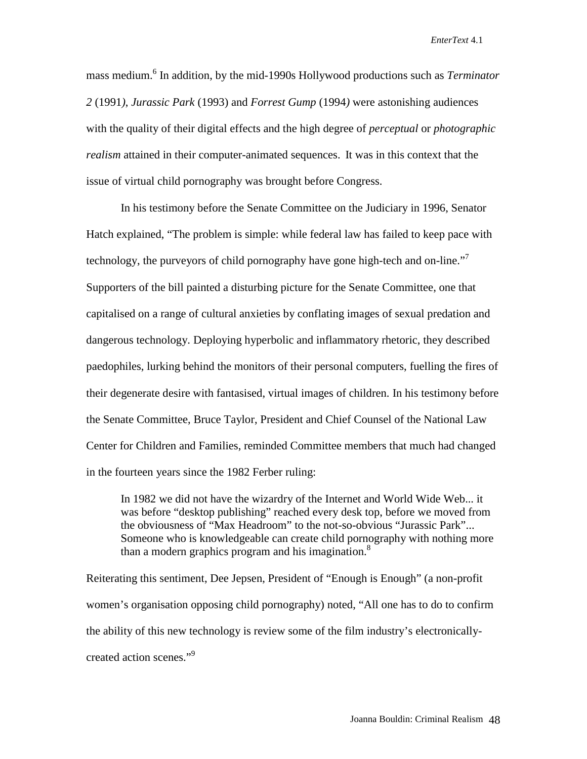mass medium.[6] In addition, by the mid-1990s Hollywood productions such as *Terminator 2* (1991), *Jurassic Park* (1993) and *Forrest Gump* (1994) were astonishing audiences with the quality of their digital effects and the high degree of *perceptual* or *photographic realism* attained in their computer-animated sequences. It was in this context that the issue of virtual child pornography was brought before Congress.

In his testimony before the Senate Committee on the Judiciary in 1996, Senator Hatch explained, "The problem is simple: while federal law has failed to keep pace with technology, the purveyors of child pornography have gone high-tech and on-line."[7] Supporters of the bill painted a disturbing picture for the Senate Committee, one that capitalised on a range of cultural anxieties by conflating images of sexual predation and dangerous technology. Deploying hyperbolic and inflammatory rhetoric, they described paedophiles, lurking behind the monitors of their personal computers, fuelling the fires of their degenerate desire with fantasised, virtual images of children. In his testimony before the Senate Committee, Bruce Taylor, President and Chief Counsel of the National Law Center for Children and Families, reminded Committee members that much had changed in the fourteen years since the 1982 Ferber ruling:

> In 1982 we did not have the wizardry of the Internet and World Wide Web... it was before "desktop publishing" reached every desk top, before we moved from the obviousness of "Max Headroom" to the not-so-obvious "Jurassic Park"... Someone who is knowledgeable can create child pornography with nothing more than a modern graphics program and his imagination.[8]

Reiterating this sentiment, Dee Jepsen, President of "Enough is Enough" (a non-profit women's organisation opposing child pornography) noted, "All one has to do to confirm the ability of this new technology is review some of the film industry's electronically-created action scenes."[9]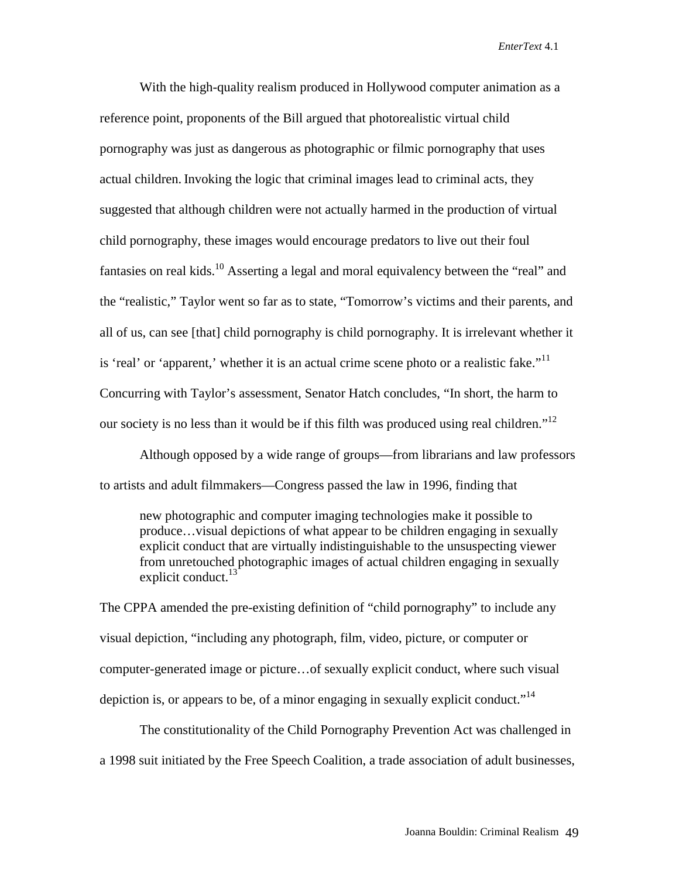With the high-quality realism produced in Hollywood computer animation as a reference point, proponents of the Bill argued that photorealistic virtual child pornography was just as dangerous as photographic or filmic pornography that uses actual children. Invoking the logic that criminal images lead to criminal acts, they suggested that although children were not actually harmed in the production of virtual child pornography, these images would encourage predators to live out their foul fantasies on real kids.[10] Asserting a legal and moral equivalency between the "real" and the "realistic," Taylor went so far as to state, "Tomorrow's victims and their parents, and all of us, can see [that] child pornography is child pornography. It is irrelevant whether it is 'real' or 'apparent,' whether it is an actual crime scene photo or a realistic fake."[11] Concurring with Taylor's assessment, Senator Hatch concludes, "In short, the harm to our society is no less than it would be if this filth was produced using real children."[12]

Although opposed by a wide range of groups—from librarians and law professors to artists and adult filmmakers—Congress passed the law in 1996, finding that

> new photographic and computer imaging technologies make it possible to produce…visual depictions of what appear to be children engaging in sexually explicit conduct that are virtually indistinguishable to the unsuspecting viewer from unretouched photographic images of actual children engaging in sexually explicit conduct.[13]

The CPPA amended the pre-existing definition of "child pornography" to include any visual depiction, "including any photograph, film, video, picture, or computer or computer-generated image or picture…of sexually explicit conduct, where such visual depiction is, or appears to be, of a minor engaging in sexually explicit conduct."[14]

The constitutionality of the Child Pornography Prevention Act was challenged in a 1998 suit initiated by the Free Speech Coalition, a trade association of adult businesses,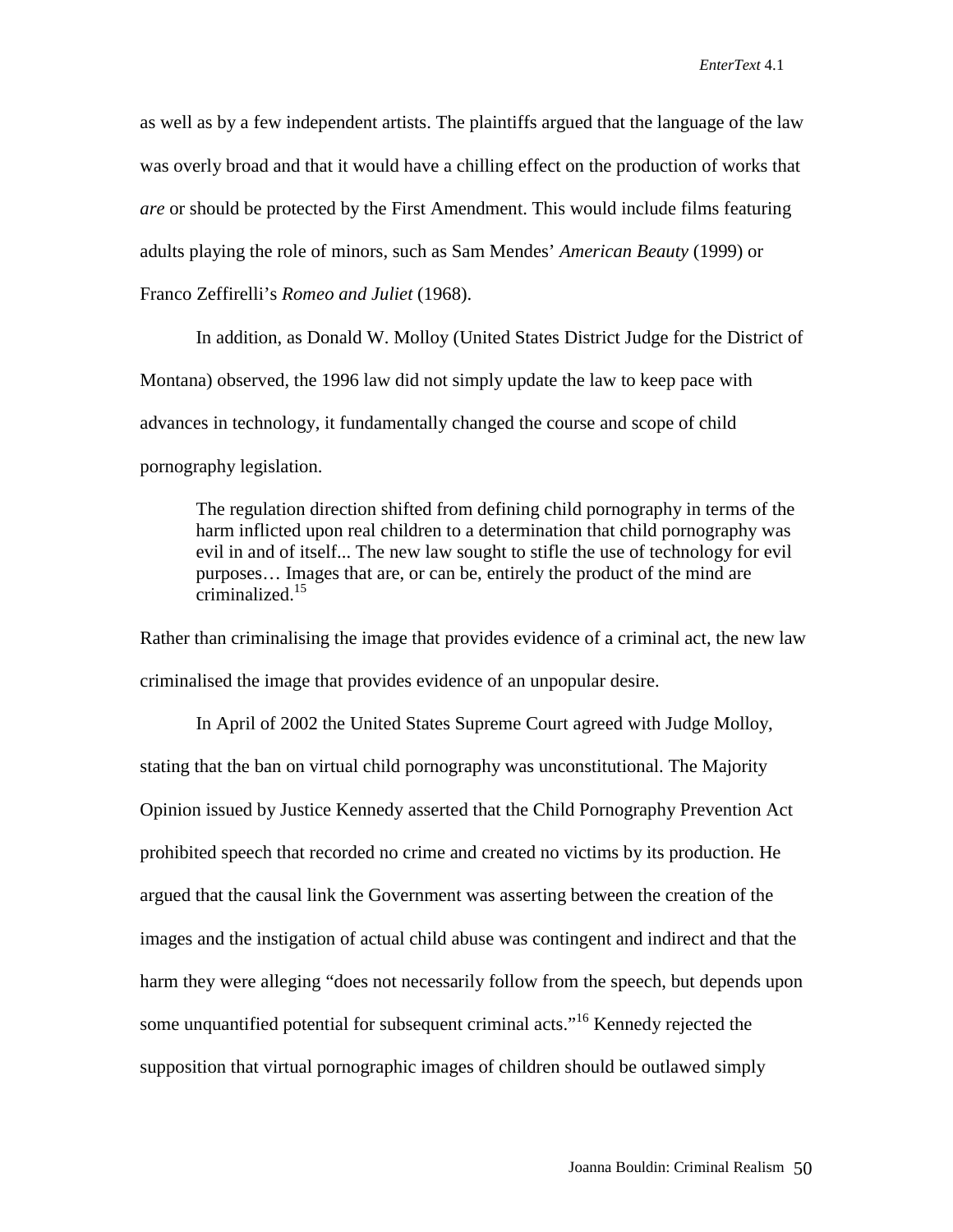as well as by a few independent artists. The plaintiffs argued that the language of the law was overly broad and that it would have a chilling effect on the production of works that *are* or should be protected by the First Amendment. This would include films featuring adults playing the role of minors, such as Sam Mendes' *American Beauty* (1999) or Franco Zeffirelli's *Romeo and Juliet* (1968).

In addition, as Donald W. Molloy (United States District Judge for the District of Montana) observed, the 1996 law did not simply update the law to keep pace with advances in technology, it fundamentally changed the course and scope of child pornography legislation.

> The regulation direction shifted from defining child pornography in terms of the harm inflicted upon real children to a determination that child pornography was evil in and of itself... The new law sought to stifle the use of technology for evil purposes… Images that are, or can be, entirely the product of the mind are criminalized.[15]

Rather than criminalising the image that provides evidence of a criminal act, the new law criminalised the image that provides evidence of an unpopular desire.

In April of 2002 the United States Supreme Court agreed with Judge Molloy, stating that the ban on virtual child pornography was unconstitutional. The Majority Opinion issued by Justice Kennedy asserted that the Child Pornography Prevention Act prohibited speech that recorded no crime and created no victims by its production. He argued that the causal link the Government was asserting between the creation of the images and the instigation of actual child abuse was contingent and indirect and that the harm they were alleging "does not necessarily follow from the speech, but depends upon some unquantified potential for subsequent criminal acts."[16] Kennedy rejected the supposition that virtual pornographic images of children should be outlawed simply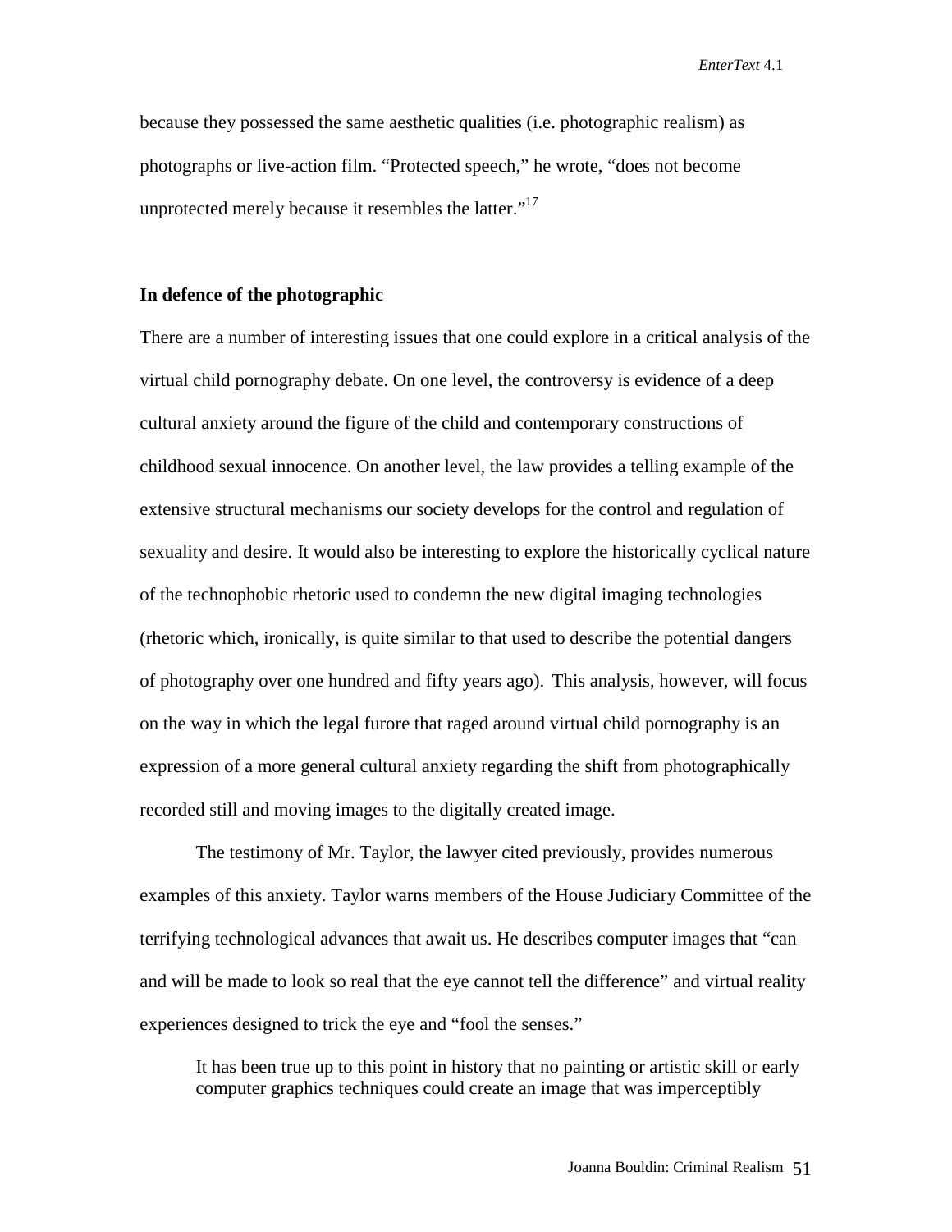because they possessed the same aesthetic qualities (i.e. photographic realism) as photographs or live-action film. "Protected speech," he wrote, "does not become unprotected merely because it resembles the latter."[17]

### In defence of the photographic

There are a number of interesting issues that one could explore in a critical analysis of the virtual child pornography debate. On one level, the controversy is evidence of a deep cultural anxiety around the figure of the child and contemporary constructions of childhood sexual innocence. On another level, the law provides a telling example of the extensive structural mechanisms our society develops for the control and regulation of sexuality and desire. It would also be interesting to explore the historically cyclical nature of the technophobic rhetoric used to condemn the new digital imaging technologies (rhetoric which, ironically, is quite similar to that used to describe the potential dangers of photography over one hundred and fifty years ago). This analysis, however, will focus on the way in which the legal furore that raged around virtual child pornography is an expression of a more general cultural anxiety regarding the shift from photographically recorded still and moving images to the digitally created image.

The testimony of Mr. Taylor, the lawyer cited previously, provides numerous examples of this anxiety. Taylor warns members of the House Judiciary Committee of the terrifying technological advances that await us. He describes computer images that "can and will be made to look so real that the eye cannot tell the difference" and virtual reality experiences designed to trick the eye and "fool the senses."

> It has been true up to this point in history that no painting or artistic skill or early computer graphics techniques could create an image that was imperceptibly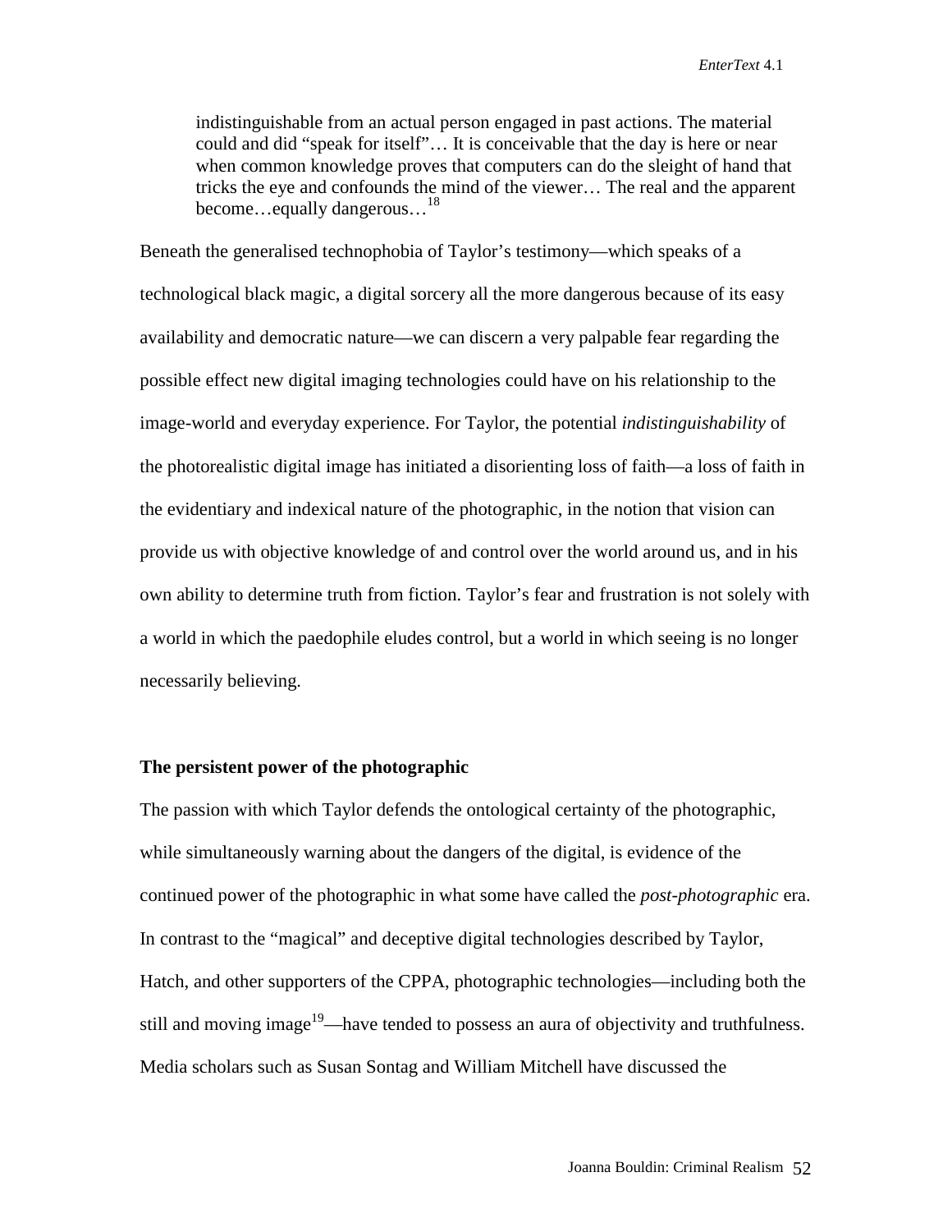> indistinguishable from an actual person engaged in past actions. The material could and did "speak for itself"… It is conceivable that the day is here or near when common knowledge proves that computers can do the sleight of hand that tricks the eye and confounds the mind of the viewer… The real and the apparent become…equally dangerous…[18]

Beneath the generalised technophobia of Taylor's testimony—which speaks of a technological black magic, a digital sorcery all the more dangerous because of its easy availability and democratic nature—we can discern a very palpable fear regarding the possible effect new digital imaging technologies could have on his relationship to the image-world and everyday experience. For Taylor, the potential *indistinguishability* of the photorealistic digital image has initiated a disorienting loss of faith—a loss of faith in the evidentiary and indexical nature of the photographic, in the notion that vision can provide us with objective knowledge of and control over the world around us, and in his own ability to determine truth from fiction. Taylor's fear and frustration is not solely with a world in which the paedophile eludes control, but a world in which seeing is no longer necessarily believing.

### The persistent power of the photographic

The passion with which Taylor defends the ontological certainty of the photographic, while simultaneously warning about the dangers of the digital, is evidence of the continued power of the photographic in what some have called the *post-photographic* era. In contrast to the "magical" and deceptive digital technologies described by Taylor, Hatch, and other supporters of the CPPA, photographic technologies—including both the still and moving image[19]—have tended to possess an aura of objectivity and truthfulness. Media scholars such as Susan Sontag and William Mitchell have discussed the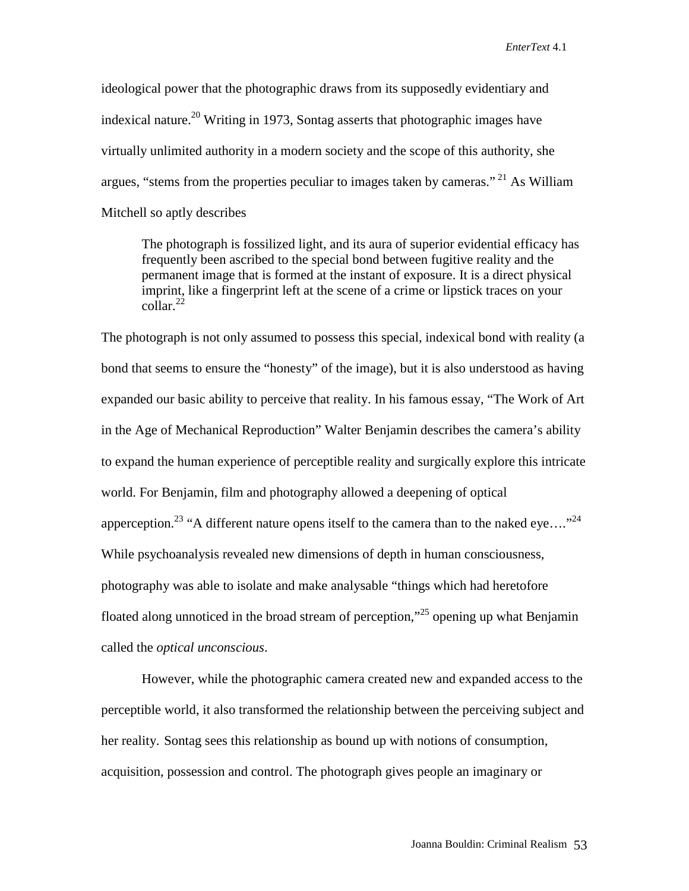ideological power that the photographic draws from its supposedly evidentiary and indexical nature.[20] Writing in 1973, Sontag asserts that photographic images have virtually unlimited authority in a modern society and the scope of this authority, she argues, "stems from the properties peculiar to images taken by cameras."[21] As William Mitchell so aptly describes

> The photograph is fossilized light, and its aura of superior evidential efficacy has frequently been ascribed to the special bond between fugitive reality and the permanent image that is formed at the instant of exposure. It is a direct physical imprint, like a fingerprint left at the scene of a crime or lipstick traces on your collar.[22]

The photograph is not only assumed to possess this special, indexical bond with reality (a bond that seems to ensure the "honesty" of the image), but it is also understood as having expanded our basic ability to perceive that reality. In his famous essay, "The Work of Art in the Age of Mechanical Reproduction" Walter Benjamin describes the camera's ability to expand the human experience of perceptible reality and surgically explore this intricate world. For Benjamin, film and photography allowed a deepening of optical apperception.[23] "A different nature opens itself to the camera than to the naked eye…."[24] While psychoanalysis revealed new dimensions of depth in human consciousness, photography was able to isolate and make analysable "things which had heretofore floated along unnoticed in the broad stream of perception,"[25] opening up what Benjamin called the *optical unconscious*.

However, while the photographic camera created new and expanded access to the perceptible world, it also transformed the relationship between the perceiving subject and her reality. Sontag sees this relationship as bound up with notions of consumption, acquisition, possession and control. The photograph gives people an imaginary or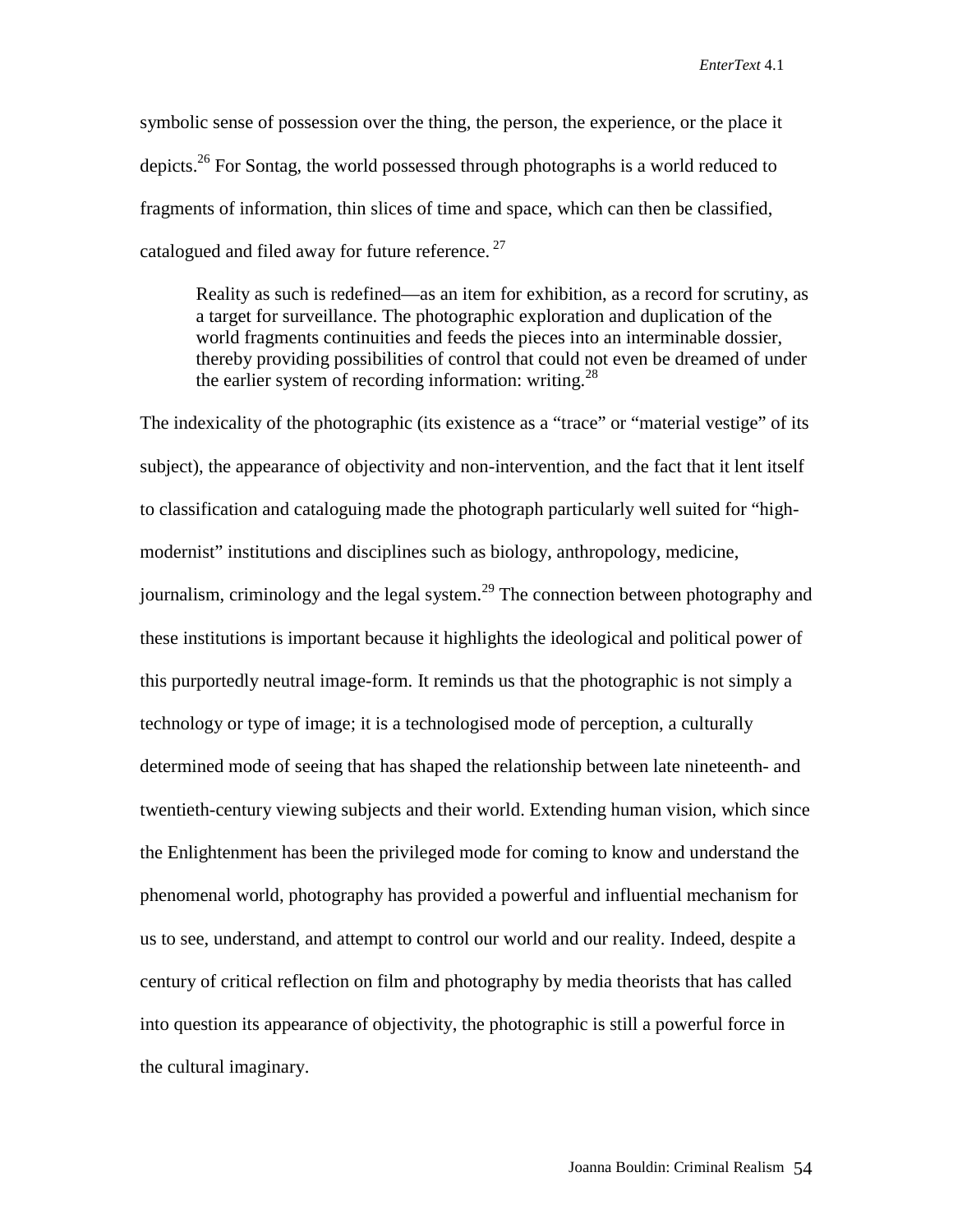symbolic sense of possession over the thing, the person, the experience, or the place it depicts.[26] For Sontag, the world possessed through photographs is a world reduced to fragments of information, thin slices of time and space, which can then be classified, catalogued and filed away for future reference.[27]

> Reality as such is redefined—as an item for exhibition, as a record for scrutiny, as a target for surveillance. The photographic exploration and duplication of the world fragments continuities and feeds the pieces into an interminable dossier, thereby providing possibilities of control that could not even be dreamed of under the earlier system of recording information: writing.[28]

The indexicality of the photographic (its existence as a "trace" or "material vestige" of its subject), the appearance of objectivity and non-intervention, and the fact that it lent itself to classification and cataloguing made the photograph particularly well suited for "high-modernist" institutions and disciplines such as biology, anthropology, medicine, journalism, criminology and the legal system.[29] The connection between photography and these institutions is important because it highlights the ideological and political power of this purportedly neutral image-form. It reminds us that the photographic is not simply a technology or type of image; it is a technologised mode of perception, a culturally determined mode of seeing that has shaped the relationship between late nineteenth- and twentieth-century viewing subjects and their world. Extending human vision, which since the Enlightenment has been the privileged mode for coming to know and understand the phenomenal world, photography has provided a powerful and influential mechanism for us to see, understand, and attempt to control our world and our reality. Indeed, despite a century of critical reflection on film and photography by media theorists that has called into question its appearance of objectivity, the photographic is still a powerful force in the cultural imaginary.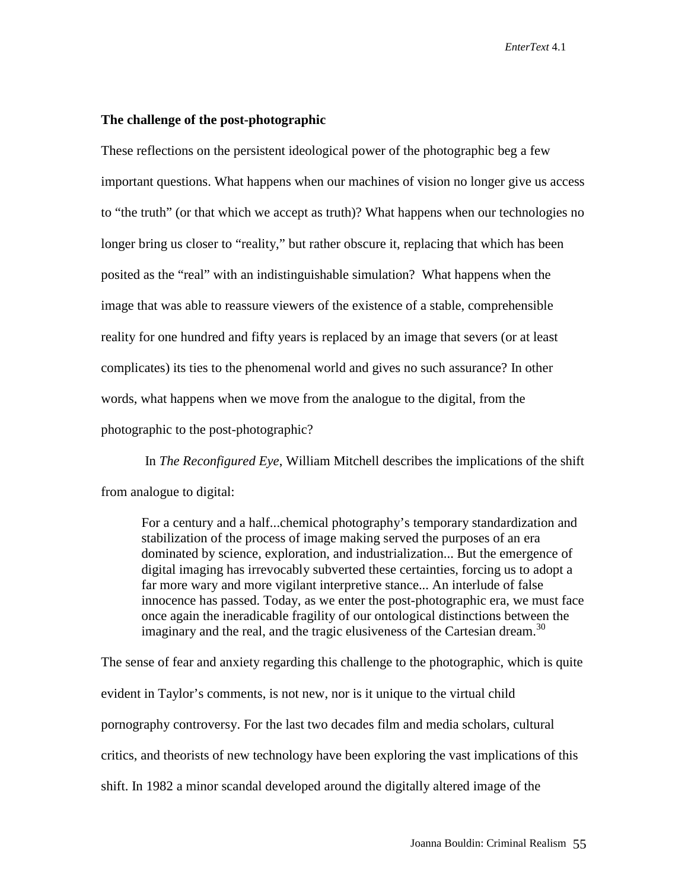### The challenge of the post-photographic

These reflections on the persistent ideological power of the photographic beg a few important questions. What happens when our machines of vision no longer give us access to "the truth" (or that which we accept as truth)? What happens when our technologies no longer bring us closer to "reality," but rather obscure it, replacing that which has been posited as the "real" with an indistinguishable simulation? What happens when the image that was able to reassure viewers of the existence of a stable, comprehensible reality for one hundred and fifty years is replaced by an image that severs (or at least complicates) its ties to the phenomenal world and gives no such assurance? In other words, what happens when we move from the analogue to the digital, from the photographic to the post-photographic?

In *The Reconfigured Eye*, William Mitchell describes the implications of the shift from analogue to digital:

> For a century and a half...chemical photography's temporary standardization and stabilization of the process of image making served the purposes of an era dominated by science, exploration, and industrialization... But the emergence of digital imaging has irrevocably subverted these certainties, forcing us to adopt a far more wary and more vigilant interpretive stance... An interlude of false innocence has passed. Today, as we enter the post-photographic era, we must face once again the ineradicable fragility of our ontological distinctions between the imaginary and the real, and the tragic elusiveness of the Cartesian dream.[30]

The sense of fear and anxiety regarding this challenge to the photographic, which is quite evident in Taylor's comments, is not new, nor is it unique to the virtual child pornography controversy. For the last two decades film and media scholars, cultural critics, and theorists of new technology have been exploring the vast implications of this shift. In 1982 a minor scandal developed around the digitally altered image of the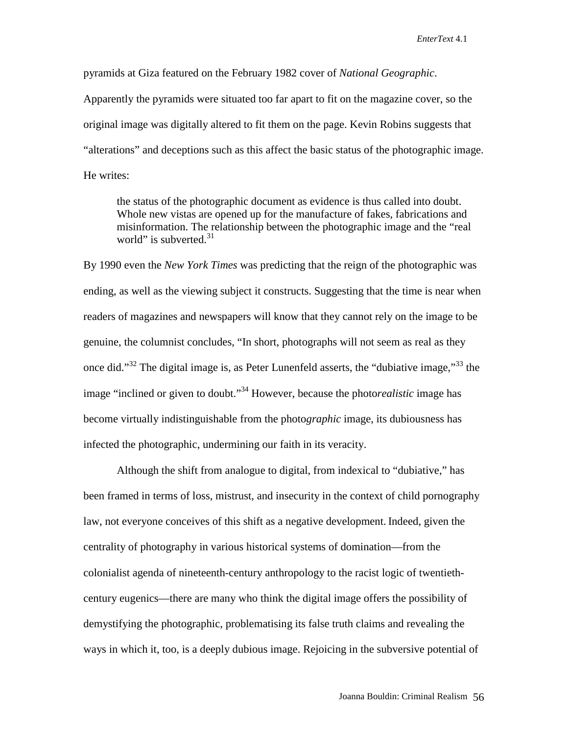pyramids at Giza featured on the February 1982 cover of *National Geographic*. Apparently the pyramids were situated too far apart to fit on the magazine cover, so the original image was digitally altered to fit them on the page. Kevin Robins suggests that "alterations" and deceptions such as this affect the basic status of the photographic image. He writes:

> the status of the photographic document as evidence is thus called into doubt. Whole new vistas are opened up for the manufacture of fakes, fabrications and misinformation. The relationship between the photographic image and the "real world" is subverted.[31]

By 1990 even the *New York Times* was predicting that the reign of the photographic was ending, as well as the viewing subject it constructs. Suggesting that the time is near when readers of magazines and newspapers will know that they cannot rely on the image to be genuine, the columnist concludes, "In short, photographs will not seem as real as they once did."[32] The digital image is, as Peter Lunenfeld asserts, the "dubiative image,"[33] the image "inclined or given to doubt."[34] However, because the photo*realistic* image has become virtually indistinguishable from the photo*graphic* image, its dubiousness has infected the photographic, undermining our faith in its veracity.

Although the shift from analogue to digital, from indexical to "dubiative," has been framed in terms of loss, mistrust, and insecurity in the context of child pornography law, not everyone conceives of this shift as a negative development. Indeed, given the centrality of photography in various historical systems of domination—from the colonialist agenda of nineteenth-century anthropology to the racist logic of twentieth-century eugenics—there are many who think the digital image offers the possibility of demystifying the photographic, problematising its false truth claims and revealing the ways in which it, too, is a deeply dubious image. Rejoicing in the subversive potential of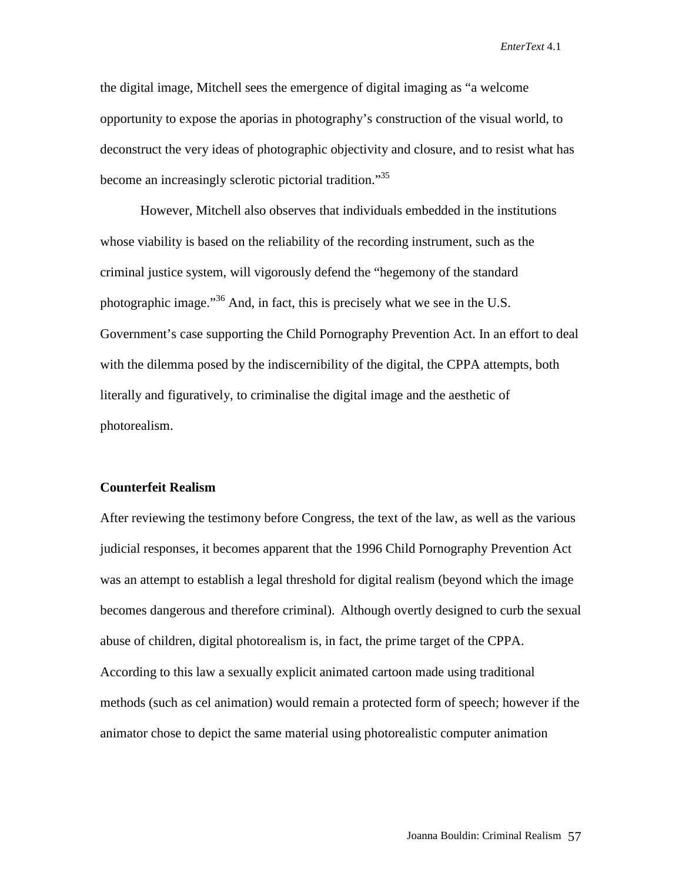the digital image, Mitchell sees the emergence of digital imaging as "a welcome opportunity to expose the aporias in photography's construction of the visual world, to deconstruct the very ideas of photographic objectivity and closure, and to resist what has become an increasingly sclerotic pictorial tradition."[35]

However, Mitchell also observes that individuals embedded in the institutions whose viability is based on the reliability of the recording instrument, such as the criminal justice system, will vigorously defend the "hegemony of the standard photographic image."[36] And, in fact, this is precisely what we see in the U.S. Government's case supporting the Child Pornography Prevention Act. In an effort to deal with the dilemma posed by the indiscernibility of the digital, the CPPA attempts, both literally and figuratively, to criminalise the digital image and the aesthetic of photorealism.

**Counterfeit Realism**

After reviewing the testimony before Congress, the text of the law, as well as the various judicial responses, it becomes apparent that the 1996 Child Pornography Prevention Act was an attempt to establish a legal threshold for digital realism (beyond which the image becomes dangerous and therefore criminal). Although overtly designed to curb the sexual abuse of children, digital photorealism is, in fact, the prime target of the CPPA. According to this law a sexually explicit animated cartoon made using traditional methods (such as cel animation) would remain a protected form of speech; however if the animator chose to depict the same material using photorealistic computer animation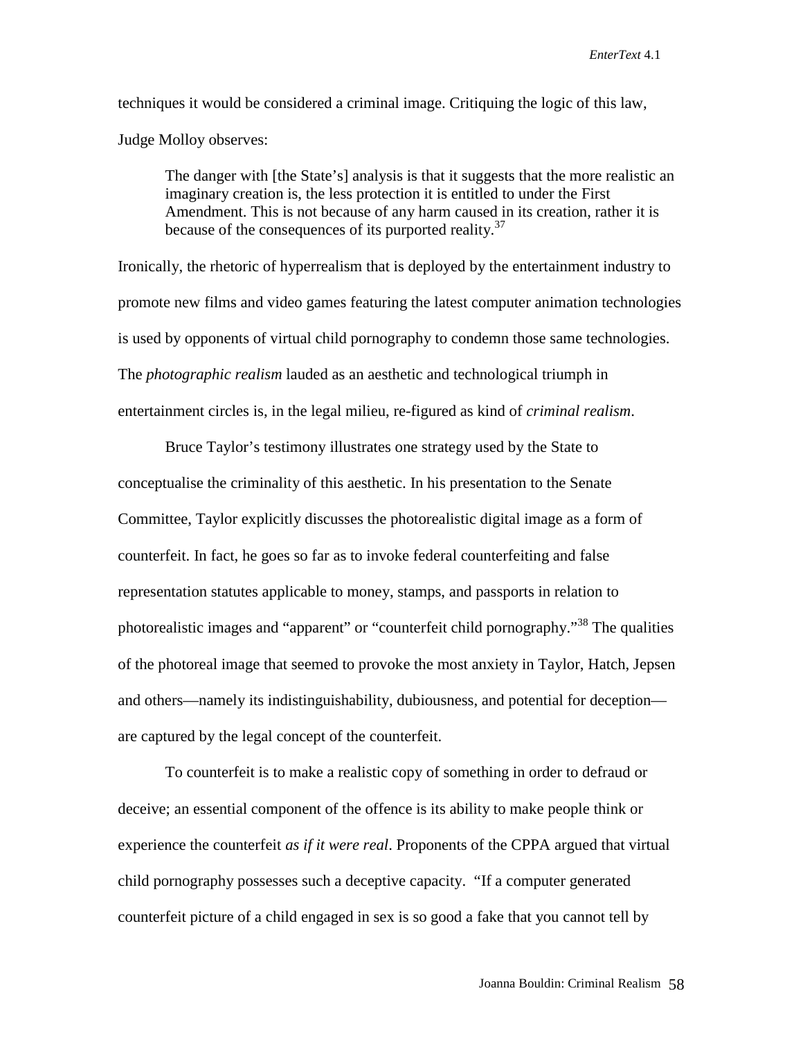techniques it would be considered a criminal image. Critiquing the logic of this law, Judge Molloy observes:

> The danger with [the State's] analysis is that it suggests that the more realistic an imaginary creation is, the less protection it is entitled to under the First Amendment. This is not because of any harm caused in its creation, rather it is because of the consequences of its purported reality.[37]

Ironically, the rhetoric of hyperrealism that is deployed by the entertainment industry to promote new films and video games featuring the latest computer animation technologies is used by opponents of virtual child pornography to condemn those same technologies. The *photographic realism* lauded as an aesthetic and technological triumph in entertainment circles is, in the legal milieu, re-figured as kind of *criminal realism*.

Bruce Taylor's testimony illustrates one strategy used by the State to conceptualise the criminality of this aesthetic. In his presentation to the Senate Committee, Taylor explicitly discusses the photorealistic digital image as a form of counterfeit. In fact, he goes so far as to invoke federal counterfeiting and false representation statutes applicable to money, stamps, and passports in relation to photorealistic images and "apparent" or "counterfeit child pornography."[38] The qualities of the photoreal image that seemed to provoke the most anxiety in Taylor, Hatch, Jepsen and others—namely its indistinguishability, dubiousness, and potential for deception—are captured by the legal concept of the counterfeit.

To counterfeit is to make a realistic copy of something in order to defraud or deceive; an essential component of the offence is its ability to make people think or experience the counterfeit *as if it were real*. Proponents of the CPPA argued that virtual child pornography possesses such a deceptive capacity. "If a computer generated counterfeit picture of a child engaged in sex is so good a fake that you cannot tell by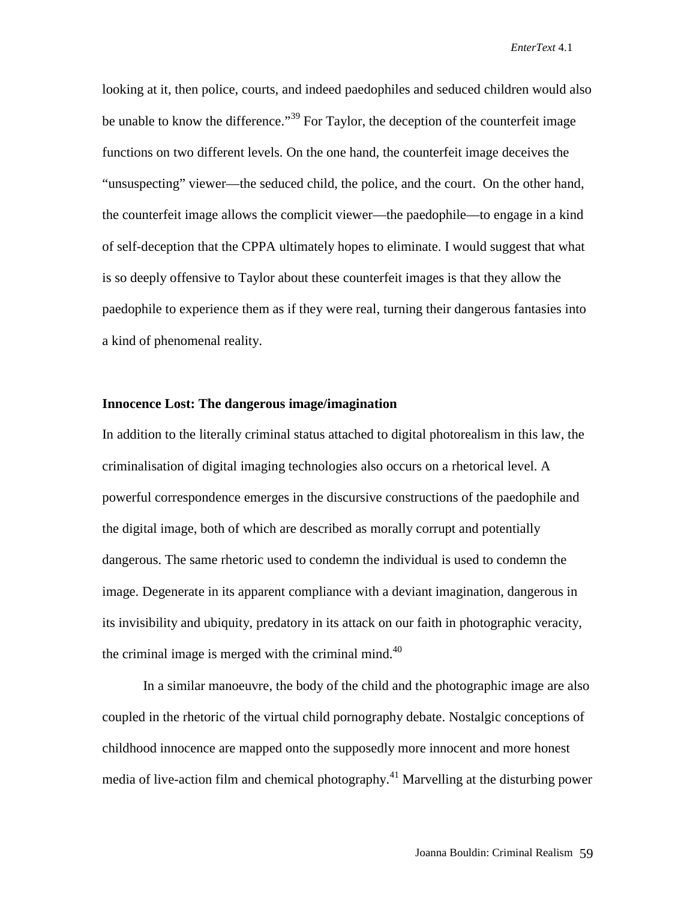looking at it, then police, courts, and indeed paedophiles and seduced children would also be unable to know the difference."[39] For Taylor, the deception of the counterfeit image functions on two different levels. On the one hand, the counterfeit image deceives the "unsuspecting" viewer—the seduced child, the police, and the court. On the other hand, the counterfeit image allows the complicit viewer—the paedophile—to engage in a kind of self-deception that the CPPA ultimately hopes to eliminate. I would suggest that what is so deeply offensive to Taylor about these counterfeit images is that they allow the paedophile to experience them as if they were real, turning their dangerous fantasies into a kind of phenomenal reality.

**Innocence Lost: The dangerous image/imagination**

In addition to the literally criminal status attached to digital photorealism in this law, the criminalisation of digital imaging technologies also occurs on a rhetorical level. A powerful correspondence emerges in the discursive constructions of the paedophile and the digital image, both of which are described as morally corrupt and potentially dangerous. The same rhetoric used to condemn the individual is used to condemn the image. Degenerate in its apparent compliance with a deviant imagination, dangerous in its invisibility and ubiquity, predatory in its attack on our faith in photographic veracity, the criminal image is merged with the criminal mind.[40]

In a similar manoeuvre, the body of the child and the photographic image are also coupled in the rhetoric of the virtual child pornography debate. Nostalgic conceptions of childhood innocence are mapped onto the supposedly more innocent and more honest media of live-action film and chemical photography.[41] Marvelling at the disturbing power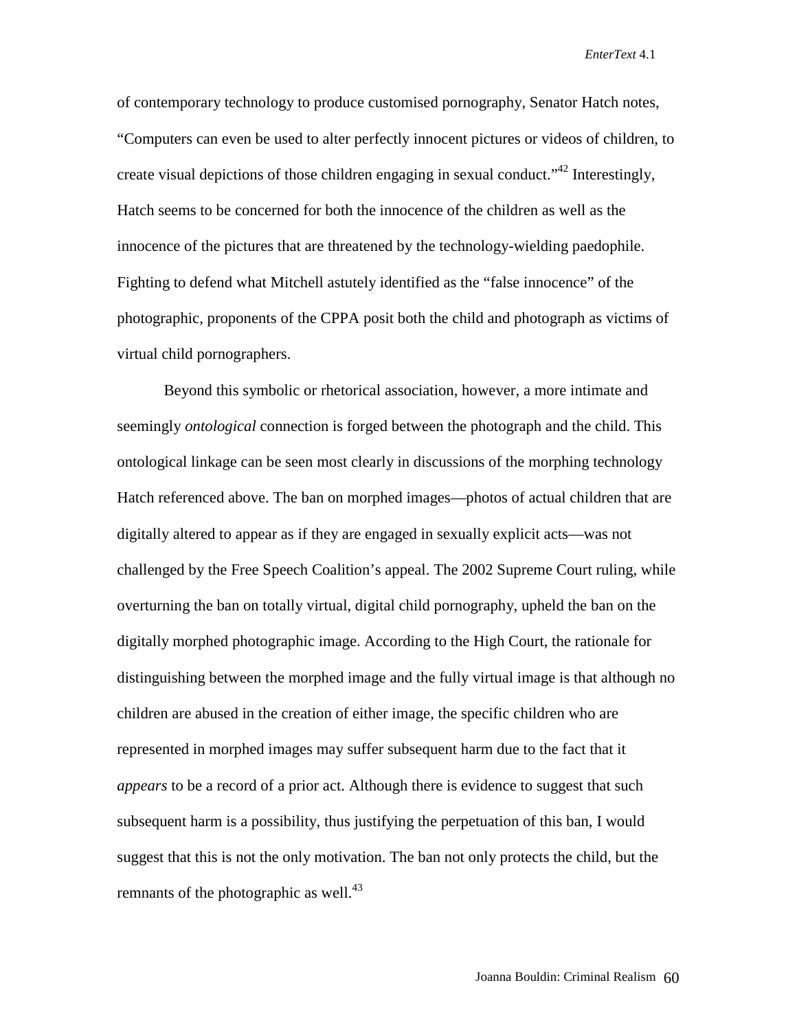of contemporary technology to produce customised pornography, Senator Hatch notes, "Computers can even be used to alter perfectly innocent pictures or videos of children, to create visual depictions of those children engaging in sexual conduct."[42] Interestingly, Hatch seems to be concerned for both the innocence of the children as well as the innocence of the pictures that are threatened by the technology-wielding paedophile. Fighting to defend what Mitchell astutely identified as the "false innocence" of the photographic, proponents of the CPPA posit both the child and photograph as victims of virtual child pornographers.

Beyond this symbolic or rhetorical association, however, a more intimate and seemingly *ontological* connection is forged between the photograph and the child. This ontological linkage can be seen most clearly in discussions of the morphing technology Hatch referenced above. The ban on morphed images—photos of actual children that are digitally altered to appear as if they are engaged in sexually explicit acts—was not challenged by the Free Speech Coalition's appeal. The 2002 Supreme Court ruling, while overturning the ban on totally virtual, digital child pornography, upheld the ban on the digitally morphed photographic image. According to the High Court, the rationale for distinguishing between the morphed image and the fully virtual image is that although no children are abused in the creation of either image, the specific children who are represented in morphed images may suffer subsequent harm due to the fact that it *appears* to be a record of a prior act. Although there is evidence to suggest that such subsequent harm is a possibility, thus justifying the perpetuation of this ban, I would suggest that this is not the only motivation. The ban not only protects the child, but the remnants of the photographic as well.[43]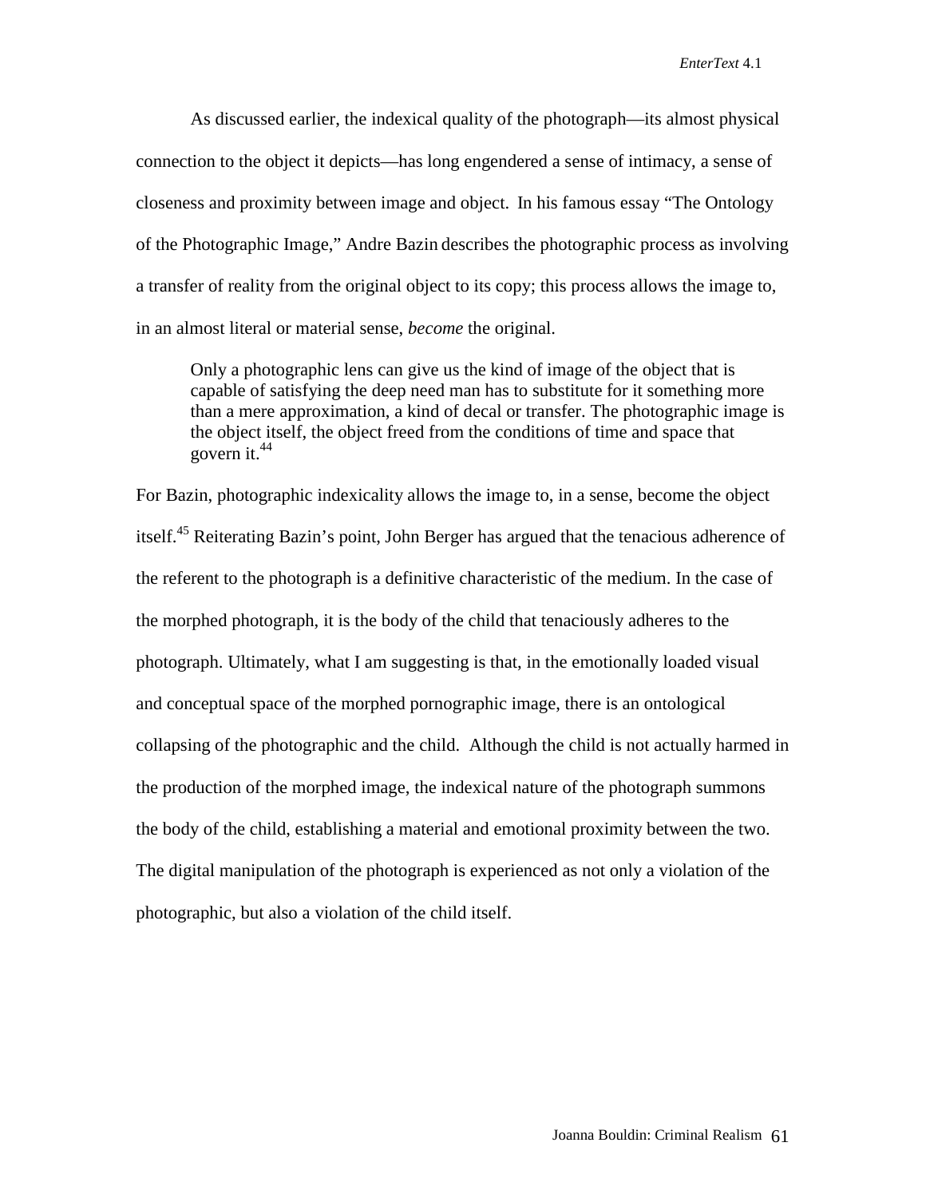As discussed earlier, the indexical quality of the photograph—its almost physical connection to the object it depicts—has long engendered a sense of intimacy, a sense of closeness and proximity between image and object. In his famous essay "The Ontology of the Photographic Image," Andre Bazin describes the photographic process as involving a transfer of reality from the original object to its copy; this process allows the image to, in an almost literal or material sense, *become* the original.

> Only a photographic lens can give us the kind of image of the object that is capable of satisfying the deep need man has to substitute for it something more than a mere approximation, a kind of decal or transfer. The photographic image is the object itself, the object freed from the conditions of time and space that govern it.[44]

For Bazin, photographic indexicality allows the image to, in a sense, become the object itself.[45] Reiterating Bazin's point, John Berger has argued that the tenacious adherence of the referent to the photograph is a definitive characteristic of the medium. In the case of the morphed photograph, it is the body of the child that tenaciously adheres to the photograph. Ultimately, what I am suggesting is that, in the emotionally loaded visual and conceptual space of the morphed pornographic image, there is an ontological collapsing of the photographic and the child. Although the child is not actually harmed in the production of the morphed image, the indexical nature of the photograph summons the body of the child, establishing a material and emotional proximity between the two. The digital manipulation of the photograph is experienced as not only a violation of the photographic, but also a violation of the child itself.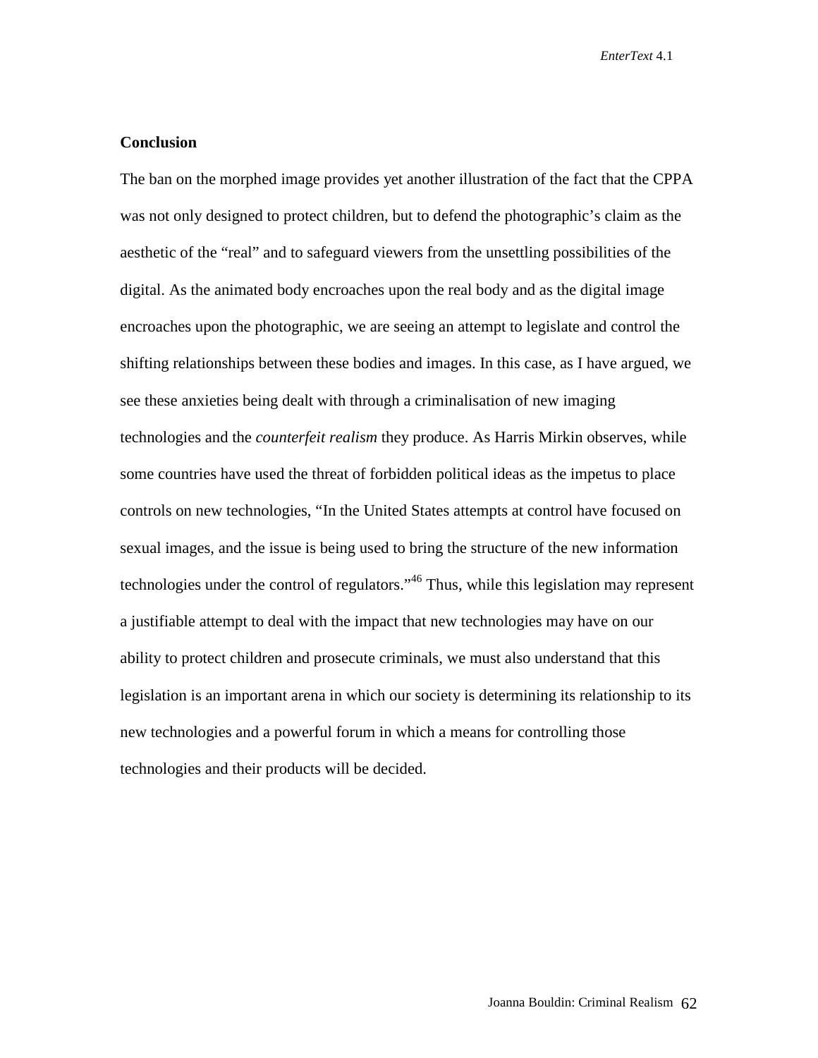## Conclusion

The ban on the morphed image provides yet another illustration of the fact that the CPPA was not only designed to protect children, but to defend the photographic's claim as the aesthetic of the "real" and to safeguard viewers from the unsettling possibilities of the digital. As the animated body encroaches upon the real body and as the digital image encroaches upon the photographic, we are seeing an attempt to legislate and control the shifting relationships between these bodies and images. In this case, as I have argued, we see these anxieties being dealt with through a criminalisation of new imaging technologies and the *counterfeit realism* they produce. As Harris Mirkin observes, while some countries have used the threat of forbidden political ideas as the impetus to place controls on new technologies, "In the United States attempts at control have focused on sexual images, and the issue is being used to bring the structure of the new information technologies under the control of regulators."[46] Thus, while this legislation may represent a justifiable attempt to deal with the impact that new technologies may have on our ability to protect children and prosecute criminals, we must also understand that this legislation is an important arena in which our society is determining its relationship to its new technologies and a powerful forum in which a means for controlling those technologies and their products will be decided.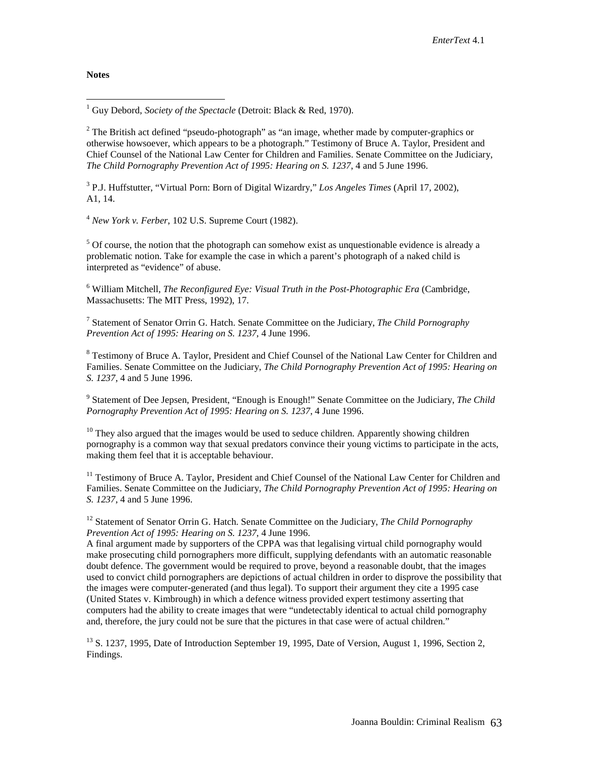**Notes**

[1] Guy Debord, *Society of the Spectacle* (Detroit: Black & Red, 1970).

[2] The British act defined "pseudo-photograph" as "an image, whether made by computer-graphics or otherwise howsoever, which appears to be a photograph." Testimony of Bruce A. Taylor, President and Chief Counsel of the National Law Center for Children and Families. Senate Committee on the Judiciary, *The Child Pornography Prevention Act of 1995: Hearing on S. 1237*, 4 and 5 June 1996.

[3] P.J. Huffstutter, "Virtual Porn: Born of Digital Wizardry," *Los Angeles Times* (April 17, 2002), A1, 14.

[4] *New York v. Ferber*, 102 U.S. Supreme Court (1982).

[5] Of course, the notion that the photograph can somehow exist as unquestionable evidence is already a problematic notion. Take for example the case in which a parent's photograph of a naked child is interpreted as "evidence" of abuse.

[6] William Mitchell, *The Reconfigured Eye: Visual Truth in the Post-Photographic Era* (Cambridge, Massachusetts: The MIT Press, 1992), 17.

[7] Statement of Senator Orrin G. Hatch. Senate Committee on the Judiciary, *The Child Pornography Prevention Act of 1995: Hearing on S. 1237*, 4 June 1996.

[8] Testimony of Bruce A. Taylor, President and Chief Counsel of the National Law Center for Children and Families. Senate Committee on the Judiciary, *The Child Pornography Prevention Act of 1995: Hearing on S. 1237*, 4 and 5 June 1996.

[9] Statement of Dee Jepsen, President, "Enough is Enough!" Senate Committee on the Judiciary, *The Child Pornography Prevention Act of 1995: Hearing on S. 1237*, 4 June 1996.

[10] They also argued that the images would be used to seduce children. Apparently showing children pornography is a common way that sexual predators convince their young victims to participate in the acts, making them feel that it is acceptable behaviour.

[11] Testimony of Bruce A. Taylor, President and Chief Counsel of the National Law Center for Children and Families. Senate Committee on the Judiciary, *The Child Pornography Prevention Act of 1995: Hearing on S. 1237*, 4 and 5 June 1996.

[12] Statement of Senator Orrin G. Hatch. Senate Committee on the Judiciary, *The Child Pornography Prevention Act of 1995: Hearing on S. 1237*, 4 June 1996.
A final argument made by supporters of the CPPA was that legalising virtual child pornography would make prosecuting child pornographers more difficult, supplying defendants with an automatic reasonable doubt defence. The government would be required to prove, beyond a reasonable doubt, that the images used to convict child pornographers are depictions of actual children in order to disprove the possibility that the images were computer-generated (and thus legal). To support their argument they cite a 1995 case (United States v. Kimbrough) in which a defence witness provided expert testimony asserting that computers had the ability to create images that were "undetectably identical to actual child pornography and, therefore, the jury could not be sure that the pictures in that case were of actual children."

[13] S. 1237, 1995, Date of Introduction September 19, 1995, Date of Version, August 1, 1996, Section 2, Findings.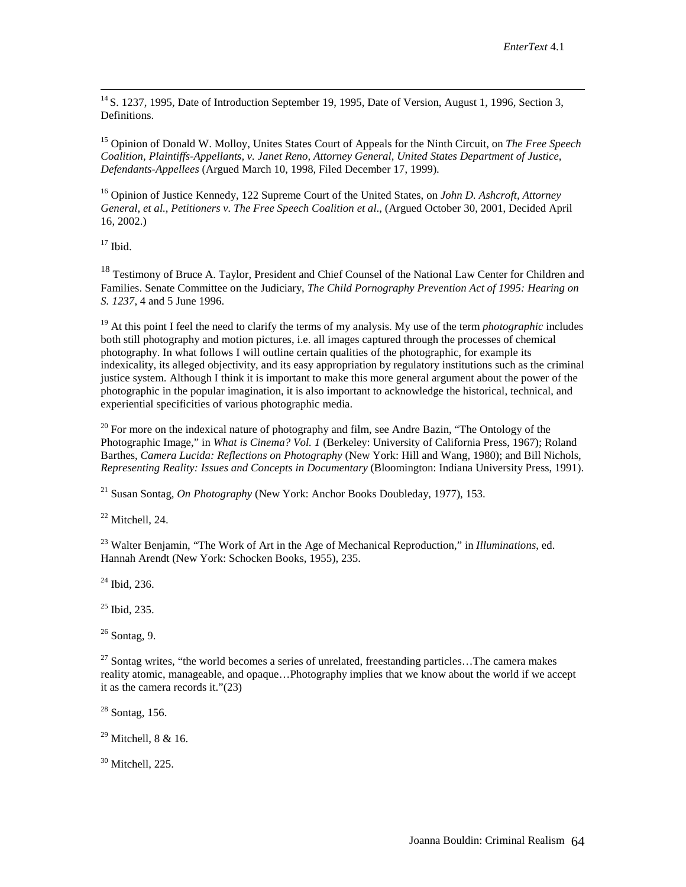[14] S. 1237, 1995, Date of Introduction September 19, 1995, Date of Version, August 1, 1996, Section 3, Definitions.

[15] Opinion of Donald W. Molloy, Unites States Court of Appeals for the Ninth Circuit, on *The Free Speech Coalition, Plaintiffs-Appellants, v. Janet Reno, Attorney General, United States Department of Justice, Defendants-Appellees* (Argued March 10, 1998, Filed December 17, 1999).

[16] Opinion of Justice Kennedy, 122 Supreme Court of the United States, on *John D. Ashcroft, Attorney General, et al., Petitioners v. The Free Speech Coalition et al*., (Argued October 30, 2001, Decided April 16, 2002.)

[17] Ibid.

[18] Testimony of Bruce A. Taylor, President and Chief Counsel of the National Law Center for Children and Families. Senate Committee on the Judiciary, *The Child Pornography Prevention Act of 1995: Hearing on S. 1237*, 4 and 5 June 1996.

[19] At this point I feel the need to clarify the terms of my analysis. My use of the term *photographic* includes both still photography and motion pictures, i.e. all images captured through the processes of chemical photography. In what follows I will outline certain qualities of the photographic, for example its indexicality, its alleged objectivity, and its easy appropriation by regulatory institutions such as the criminal justice system. Although I think it is important to make this more general argument about the power of the photographic in the popular imagination, it is also important to acknowledge the historical, technical, and experiential specificities of various photographic media.

[20] For more on the indexical nature of photography and film, see Andre Bazin, "The Ontology of the Photographic Image," in *What is Cinema? Vol. 1* (Berkeley: University of California Press, 1967); Roland Barthes, *Camera Lucida: Reflections on Photography* (New York: Hill and Wang, 1980); and Bill Nichols, *Representing Reality: Issues and Concepts in Documentary* (Bloomington: Indiana University Press, 1991).

[21] Susan Sontag, *On Photography* (New York: Anchor Books Doubleday, 1977), 153.

[22] Mitchell, 24.

[23] Walter Benjamin, "The Work of Art in the Age of Mechanical Reproduction," in *Illuminations*, ed. Hannah Arendt (New York: Schocken Books, 1955), 235.

[24] Ibid, 236.

[25] Ibid, 235.

[26] Sontag, 9.

[27] Sontag writes, "the world becomes a series of unrelated, freestanding particles…The camera makes reality atomic, manageable, and opaque…Photography implies that we know about the world if we accept it as the camera records it."(23)

[28] Sontag, 156.

[29] Mitchell, 8 & 16.

[30] Mitchell, 225.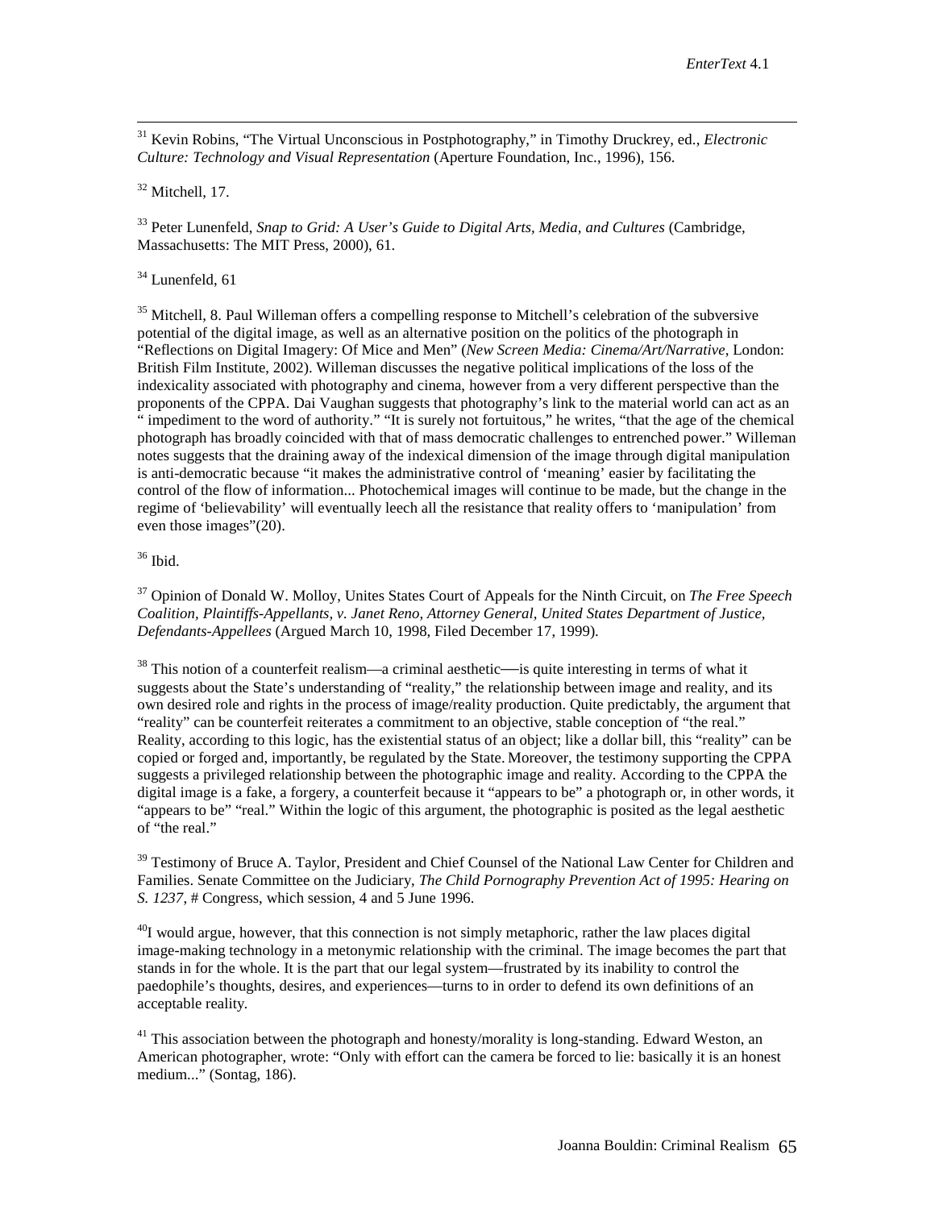[31] Kevin Robins, "The Virtual Unconscious in Postphotography," in Timothy Druckrey, ed., *Electronic Culture: Technology and Visual Representation* (Aperture Foundation, Inc., 1996), 156.

[32] Mitchell, 17.

[33] Peter Lunenfeld, *Snap to Grid: A User's Guide to Digital Arts, Media, and Cultures* (Cambridge, Massachusetts: The MIT Press, 2000), 61.

[34] Lunenfeld, 61

[35] Mitchell, 8. Paul Willeman offers a compelling response to Mitchell's celebration of the subversive potential of the digital image, as well as an alternative position on the politics of the photograph in "Reflections on Digital Imagery: Of Mice and Men" (*New Screen Media: Cinema/Art/Narrative*, London: British Film Institute, 2002). Willeman discusses the negative political implications of the loss of the indexicality associated with photography and cinema, however from a very different perspective than the proponents of the CPPA. Dai Vaughan suggests that photography's link to the material world can act as an " impediment to the word of authority." "It is surely not fortuitous," he writes, "that the age of the chemical photograph has broadly coincided with that of mass democratic challenges to entrenched power." Willeman notes suggests that the draining away of the indexical dimension of the image through digital manipulation is anti-democratic because "it makes the administrative control of 'meaning' easier by facilitating the control of the flow of information... Photochemical images will continue to be made, but the change in the regime of 'believability' will eventually leech all the resistance that reality offers to 'manipulation' from even those images"(20).

[36] Ibid.

[37] Opinion of Donald W. Molloy, Unites States Court of Appeals for the Ninth Circuit, on *The Free Speech Coalition, Plaintiffs-Appellants, v. Janet Reno, Attorney General, United States Department of Justice, Defendants-Appellees* (Argued March 10, 1998, Filed December 17, 1999).

[38] This notion of a counterfeit realism—a criminal aesthetic—is quite interesting in terms of what it suggests about the State's understanding of "reality," the relationship between image and reality, and its own desired role and rights in the process of image/reality production. Quite predictably, the argument that "reality" can be counterfeit reiterates a commitment to an objective, stable conception of "the real." Reality, according to this logic, has the existential status of an object; like a dollar bill, this "reality" can be copied or forged and, importantly, be regulated by the State. Moreover, the testimony supporting the CPPA suggests a privileged relationship between the photographic image and reality. According to the CPPA the digital image is a fake, a forgery, a counterfeit because it "appears to be" a photograph or, in other words, it "appears to be" "real." Within the logic of this argument, the photographic is posited as the legal aesthetic of "the real."

[39] Testimony of Bruce A. Taylor, President and Chief Counsel of the National Law Center for Children and Families. Senate Committee on the Judiciary, *The Child Pornography Prevention Act of 1995: Hearing on S. 1237*, # Congress, which session, 4 and 5 June 1996.

[40] I would argue, however, that this connection is not simply metaphoric, rather the law places digital image-making technology in a metonymic relationship with the criminal. The image becomes the part that stands in for the whole. It is the part that our legal system—frustrated by its inability to control the paedophile's thoughts, desires, and experiences—turns to in order to defend its own definitions of an acceptable reality.

[41] This association between the photograph and honesty/morality is long-standing. Edward Weston, an American photographer, wrote: "Only with effort can the camera be forced to lie: basically it is an honest medium..." (Sontag, 186).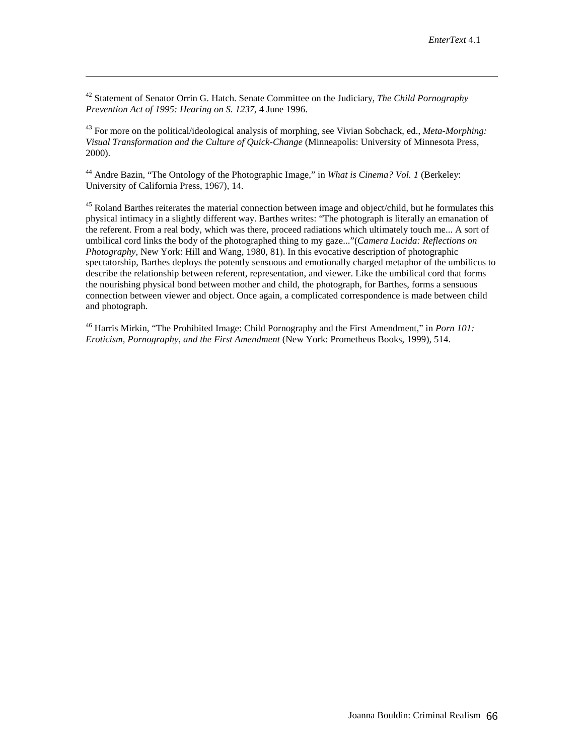[42] Statement of Senator Orrin G. Hatch. Senate Committee on the Judiciary, *The Child Pornography Prevention Act of 1995: Hearing on S. 1237*, 4 June 1996.

[43] For more on the political/ideological analysis of morphing, see Vivian Sobchack, ed., *Meta-Morphing: Visual Transformation and the Culture of Quick-Change* (Minneapolis: University of Minnesota Press, 2000).

[44] Andre Bazin, "The Ontology of the Photographic Image," in *What is Cinema? Vol. 1* (Berkeley: University of California Press, 1967), 14.

[45] Roland Barthes reiterates the material connection between image and object/child, but he formulates this physical intimacy in a slightly different way. Barthes writes: "The photograph is literally an emanation of the referent. From a real body, which was there, proceed radiations which ultimately touch me... A sort of umbilical cord links the body of the photographed thing to my gaze..."(*Camera Lucida: Reflections on Photography*, New York: Hill and Wang, 1980, 81). In this evocative description of photographic spectatorship, Barthes deploys the potently sensuous and emotionally charged metaphor of the umbilicus to describe the relationship between referent, representation, and viewer. Like the umbilical cord that forms the nourishing physical bond between mother and child, the photograph, for Barthes, forms a sensuous connection between viewer and object. Once again, a complicated correspondence is made between child and photograph.

[46] Harris Mirkin, "The Prohibited Image: Child Pornography and the First Amendment," in *Porn 101: Eroticism, Pornography, and the First Amendment* (New York: Prometheus Books, 1999), 514.